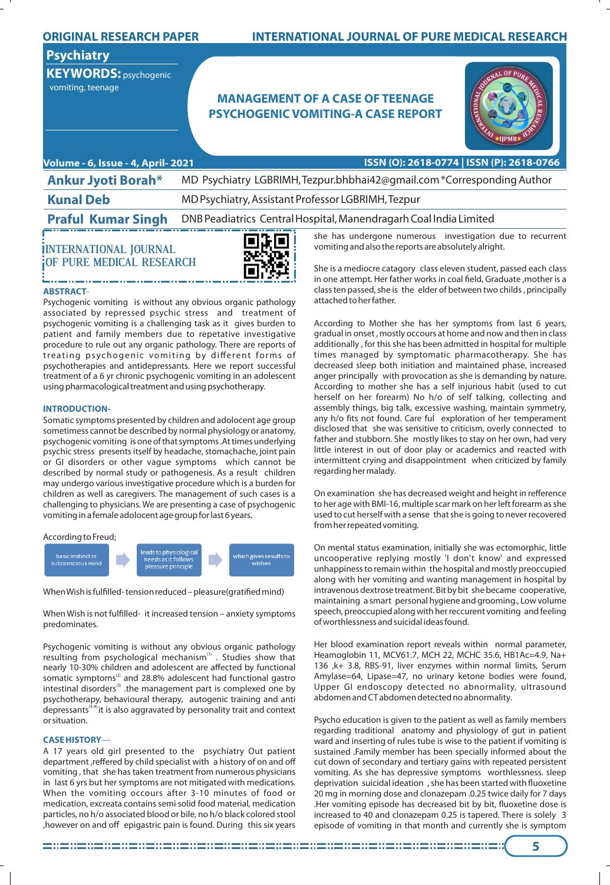ORIGINAL RESEARCH PAPER

INTERNATIONAL JOURNAL OF PURE MEDICAL RESEARCH

**Psychiatry**

**KEYWORDS:** psychogenic vomiting, teenage

# MANAGEMENT OF A CASE OF TEENAGE PSYCHOGENIC VOMITING-A CASE REPORT

| | |
|---|---|
| **Ankur Jyoti Borah*** | MD Psychiatry LGBRIMH,Tezpur.bhbhai42@gmail.com *Corresponding Author |
| **Kunal Deb** | MD Psychiatry, Assistant Professor LGBRIMH, Tezpur |
| **Praful Kumar Singh** | DNB Peadiatrics Central Hospital, Manendragarh Coal India Limited |

## ABSTRACT-

Psychogenic vomiting is without any obvious organic pathology associated by repressed psychic stress and treatment of psychogenic vomiting is a challenging task as it gives burden to patient and family members due to repetative investigative procedure to rule out any organic pathology. There are reports of treating psychogenic vomiting by different forms of psychotherapies and antidepressants. Here we report successful treatment of a 6 yr chronic psychogenic vomiting in an adolescent using pharmacological treatment and using psychotherapy.

## INTRODUCTION-

Somatic symptoms presented by children and adolocent age group sometimess cannot be described by normal physiology or anatomy, psychogenic vomiting is one of that symptoms .At times underlying psychic stress presents itself by headache, stomachache, joint pain or GI disorders or other vague symptoms which cannot be described by normal study or pathogenesis. As a result children may undergo various investigative procedure which is a burden for children as well as caregivers. The management of such cases is a challenging to physicians. We are presenting a case of psychogenic vomiting in a female adolescent age group for last 6 years.

According to Freud;

basic instinct in subconscious mind → leads to physiological needs as it follows pleasure principle → which gives results to wishes

When Wish is fulfilled- tension reduced – pleasure(gratified mind)

When Wish is not fulfilled- it increased tension – anxiety symptoms predominates.

Psychogenic vomiting is without any obvious organic pathology resulting from psychological mechanism[1] . Studies show that nearly 10-30% children and adolescent are affected by functional somatic symptoms[2] and 28.8% adolescent had functional gastro intestinal disorders[3] .the management part is complexed one by psychotherapy, behavioural therapy, autogenic training and anti depressants[4-8] it is also aggravated by personality trait and context or situation.

## CASE HISTORY—

A 17 years old girl presented to the psychiatry Out patient department ,reffered by child specialist with a history of on and off vomiting , that she has taken treatment from numerous physicians in last 6 yrs but her symptoms are not mitigated with medications. When the vomiting occours after 3-10 minutes of food or medication, excreata contains semi solid food material, medication particles, no h/o associated blood or bile, no h/o black colored stool ,however on and off epigastric pain is found. During this six years she has undergone numerous investigation due to recurrent vomiting and also the reports are absolutely alright.

She is a mediocre catagory class eleven student, passed each class in one attempt. Her father works in coal field, Graduate ,mother is a class ten passed, she is the elder of between two childs , principally attached to her father.

According to Mother she has her symptoms from last 6 years, gradual in onset , mostly occurs at home and now and then in class additionally , for this she has been admitted in hospital for multiple times managed by symptomatic pharmacotherapy. She has decreased sleep both initiation and maintained phase, increased anger principally with provocation as she is demanding by nature. According to mother she has a self injurious habit (used to cut herself on her forearm) No h/o of self talking, collecting and assembly things, big talk, excessive washing, maintain symmetry, any h/o fits not found. Care ful exploration of her temperament disclosed that she was sensitive to criticism, overly connected to father and stubborn. She mostly likes to stay on her own, had very little interest in out of door play or academics and reacted with intermittent crying and disappointment when criticized by family regarding her malady.

On examination she has decreased weight and height in refference to her age with BMI-16, multiple scar mark on her left forearm as she used to cut herself with a sense that she is going to never recovered from her repeated vomiting.

On mental status examination, initially she was ectomorphic, little uncooperative replying mostly 'I don't know' and expressed unhappiness to remain within the hospital and mostly preoccupied along with her vomiting and wanting management in hospital by intravenous dextrose treatment. Bit by bit she became cooperative, maintaining a smart personal hygiene and grooming., Low volume speech, preoccupied along with her reccurent vomiting and feeling of worthlessness and suicidal ideas found.

Her blood examination report reveals within normal parameter, Heamoglobin 11, MCV61.7, MCH 22, MCHC 35.6, HB1Ac=4.9, Na+ 136 ,k+ 3.8, RBS-91, liver enzymes within normal limits, Serum Amylase=64, Lipase=47, no urinary ketone bodies were found, Upper GI endoscopy detected no abnormality, ultrasound abdomen and CT abdomen detected no abnormality.

Psycho education is given to the patient as well as family members regarding traditional anatomy and physiology of gut in patient ward and inserting of rules tube is wise to the patient if vomiting is sustained .Family member has been specially informed about the cut down of secondary and tertiary gains with repeated persistent vomiting. As she has depressive symptoms worthlessness. sleep deprivation suicidal ideation , she has been started with fluoxetine 20 mg in morning dose and clonazepam 0.25 twice daily for 7 days .Her vomiting episode has decreased bit by bit, fluoxetine dose is increased to 40 and clonazepam 0.25 is tapered. There is solely 3 episode of vomiting in that month and currently she is symptom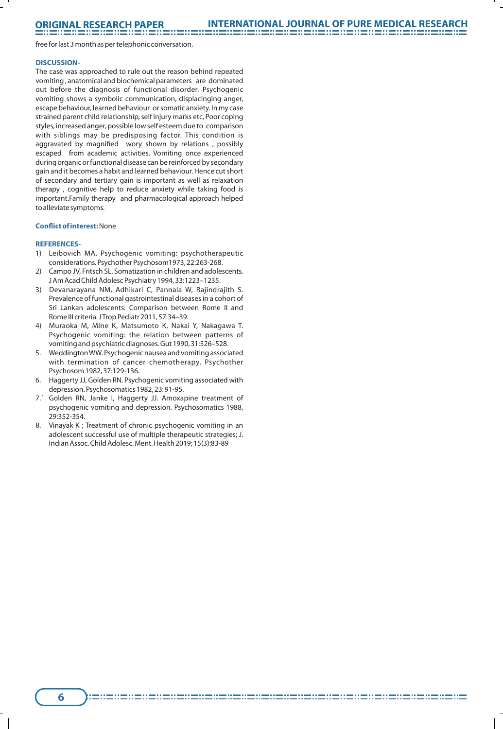free for last 3 month as per telephonic conversation.

**DISCUSSION-**

The case was approached to rule out the reason behind repeated vomiting , anatomical and biochemical parameters are dominated out before the diagnosis of functional disorder. Psychogenic vomiting shows a symbolic communication, displacinging anger, escape behaviour, learned behaviour or somatic anxiety. In my case strained parent child relationship, self injury marks etc, Poor coping styles, increased anger, possible low self esteem due to comparison with siblings may be predisposing factor. This condition is aggravated by magnified wory shown by relations , possibly escaped from academic activities. Vomiting once experienced during organic or functional disease can be reinforced by secondary gain and it becomes a habit and learned behaviour. Hence cut short of secondary and tertiary gain is important as well as relaxation therapy , cognitive help to reduce anxiety while taking food is important.Family therapy and pharmacological approach helped to alleviate symptoms.

**Conflict of interest:** None

**REFERENCES-**

1) Leibovich MA. Psychogenic vomiting: psychotherapeutic considerations. Psychother Psychosom1973, 22:263-268.
2) Campo JV, Fritsch SL. Somatization in children and adolescents. J Am Acad Child Adolesc Psychiatry 1994, 33:1223–1235.
3) Devanarayana NM, Adhikari C, Pannala W, Rajindrajith S. Prevalence of functional gastrointestinal diseases in a cohort of Sri Lankan adolescents: Comparison between Rome II and Rome III criteria. J Trop Pediatr 2011, 57:34–39.
4) Muraoka M, Mine K, Matsumoto K, Nakai Y, Nakagawa T. Psychogenic vomiting: the relation between patterns of vomiting and psychiatric diagnoses. Gut 1990, 31:526–528.
5. Weddington WW. Psychogenic nausea and vomiting associated with termination of cancer chemotherapy. Psychother Psychosom 1982, 37:129-136.
6. Haggerty JJ, Golden RN. Psychogenic vomiting associated with depression. Psychosomatics 1982, 23: 91-95.
7.` Golden RN, Janke I, Haggerty JJ. Amoxapine treatment of psychogenic vomiting and depression. Psychosomatics 1988, 29:352-354.
8. Vinayak K ; Treatment of chronic psychogenic vomiting in an adolescent successful use of multiple therapeutic strategies; J. Indian Assoc. Child Adolesc. Ment. Health 2019; 15(3):83-89